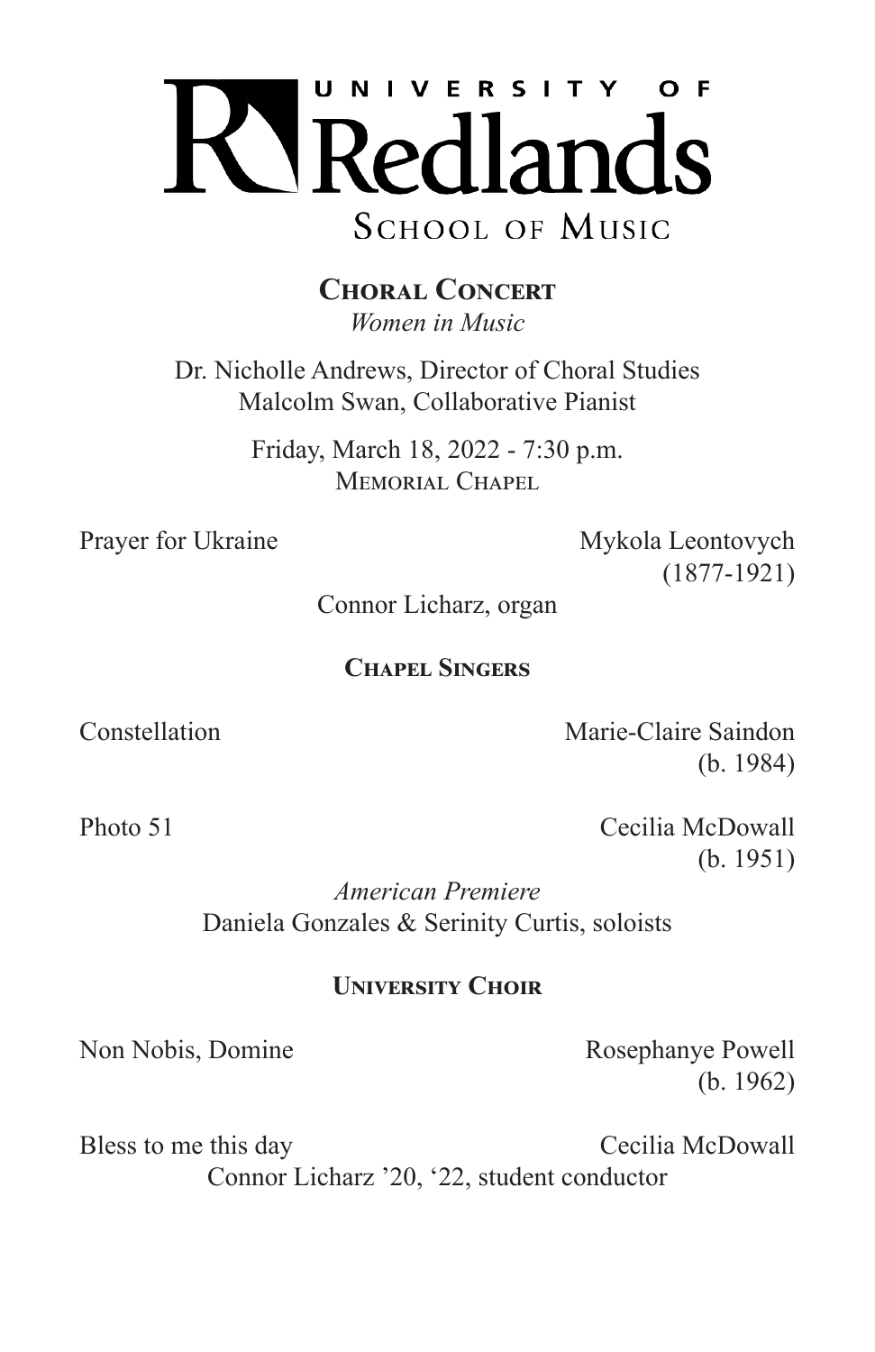# UNIVERSITY OF Redlands

## SCHOOL OF MUSIC

### **Choral Concert**

*Women in Music*

Dr. Nicholle Andrews, Director of Choral Studies
Malcolm Swan, Collaborative Pianist

Friday, March 18, 2022 - 7:30 p.m.
Memorial Chapel

Prayer for Ukraine — Mykola Leontovych (1877-1921)

Connor Licharz, organ

### **Chapel Singers**

Constellation — Marie-Claire Saindon (b. 1984)

Photo 51 — Cecilia McDowall (b. 1951)

*American Premiere*
Daniela Gonzales & Serinity Curtis, soloists

### **University Choir**

Non Nobis, Domine — Rosephanye Powell (b. 1962)

Bless to me this day — Cecilia McDowall

Connor Licharz '20, '22, student conductor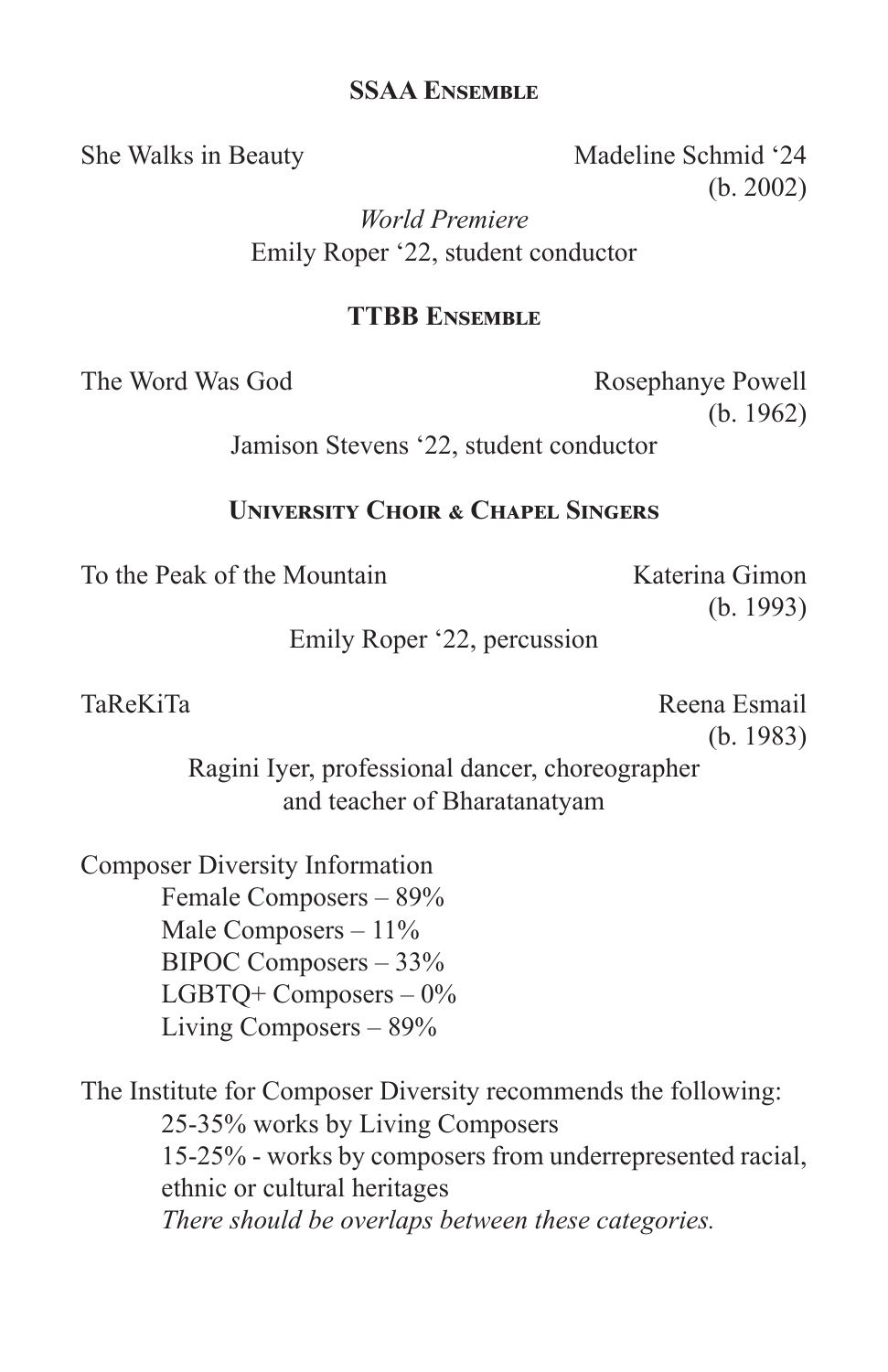### SSAA Ensemble

She Walks in Beauty — Madeline Schmid '24 (b. 2002)

*World Premiere*
Emily Roper '22, student conductor

### TTBB Ensemble

The Word Was God — Rosephanye Powell (b. 1962)

Jamison Stevens '22, student conductor

### University Choir & Chapel Singers

To the Peak of the Mountain — Katerina Gimon (b. 1993)

Emily Roper '22, percussion

TaReKiTa — Reena Esmail (b. 1983)

Ragini Iyer, professional dancer, choreographer and teacher of Bharatanatyam

Composer Diversity Information

- Female Composers – 89%
- Male Composers – 11%
- BIPOC Composers – 33%
- LGBTQ+ Composers – 0%
- Living Composers – 89%

The Institute for Composer Diversity recommends the following:

- 25-35% works by Living Composers
- 15-25% - works by composers from underrepresented racial, ethnic or cultural heritages

*There should be overlaps between these categories.*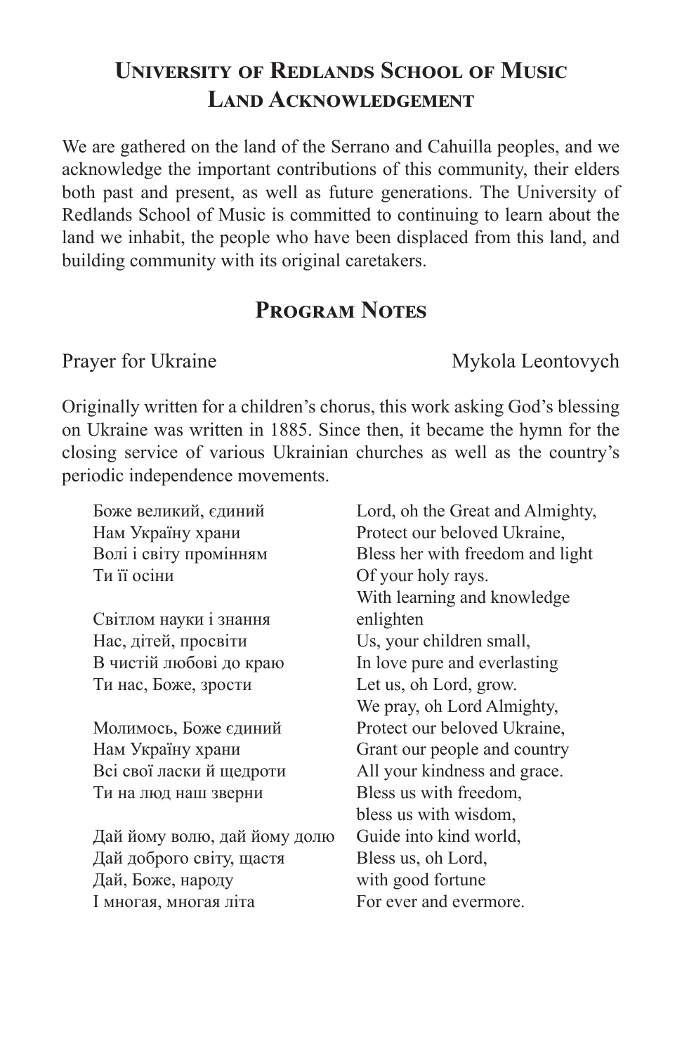## University of Redlands School of Music Land Acknowledgement

We are gathered on the land of the Serrano and Cahuilla peoples, and we acknowledge the important contributions of this community, their elders both past and present, as well as future generations. The University of Redlands School of Music is committed to continuing to learn about the land we inhabit, the people who have been displaced from this land, and building community with its original caretakers.

## Program Notes

Prayer for Ukraine — Mykola Leontovych

Originally written for a children's chorus, this work asking God's blessing on Ukraine was written in 1885. Since then, it became the hymn for the closing service of various Ukrainian churches as well as the country's periodic independence movements.

Боже великий, єдиний
Нам Україну храни
Волі і світу промінням
Ти її осіни

Світлом науки і знання
Нас, дітей, просвіти
В чистій любові до краю
Ти нас, Боже, зрости

Молимось, Боже єдиний
Нам Україну храни
Всі свої ласки й щедроти
Ти на люд наш зверни

Дай йому волю, дай йому долю
Дай доброго світу, щастя
Дай, Боже, народу
І многая, многая літа

Lord, oh the Great and Almighty,
Protect our beloved Ukraine,
Bless her with freedom and light
Of your holy rays.
With learning and knowledge enlighten
Us, your children small,
In love pure and everlasting
Let us, oh Lord, grow.
We pray, oh Lord Almighty,
Protect our beloved Ukraine,
Grant our people and country
All your kindness and grace.
Bless us with freedom,
bless us with wisdom,
Guide into kind world,
Bless us, oh Lord,
with good fortune
For ever and evermore.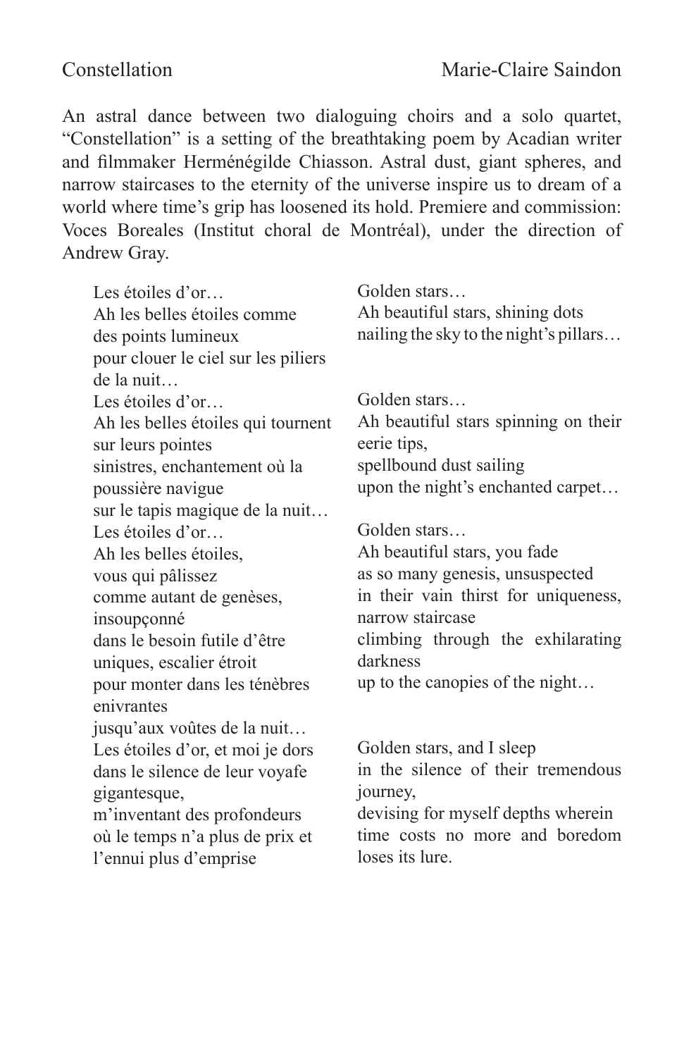Constellation — Marie-Claire Saindon

An astral dance between two dialoguing choirs and a solo quartet, "Constellation" is a setting of the breathtaking poem by Acadian writer and filmmaker Herménégilde Chiasson. Astral dust, giant spheres, and narrow staircases to the eternity of the universe inspire us to dream of a world where time's grip has loosened its hold. Premiere and commission: Voces Boreales (Institut choral de Montréal), under the direction of Andrew Gray.

| | |
|---|---|
| Les étoiles d'or…<br>Ah les belles étoiles comme des points lumineux<br>pour clouer le ciel sur les piliers de la nuit… | Golden stars…<br>Ah beautiful stars, shining dots<br>nailing the sky to the night's pillars… |
| Les étoiles d'or…<br>Ah les belles étoiles qui tournent sur leurs pointes<br>sinistres, enchantement où la poussière navigue<br>sur le tapis magique de la nuit… | Golden stars…<br>Ah beautiful stars spinning on their eerie tips,<br>spellbound dust sailing<br>upon the night's enchanted carpet… |
| Les étoiles d'or…<br>Ah les belles étoiles,<br>vous qui pâlissez<br>comme autant de genèses, insoupçonné<br>dans le besoin futile d'être uniques, escalier étroit<br>pour monter dans les ténèbres enivrantes<br>jusqu'aux voûtes de la nuit… | Golden stars…<br>Ah beautiful stars, you fade<br>as so many genesis, unsuspected<br>in their vain thirst for uniqueness, narrow staircase<br>climbing through the exhilarating darkness<br>up to the canopies of the night… |
| Les étoiles d'or, et moi je dors<br>dans le silence de leur voyafe gigantesque,<br>m'inventant des profondeurs<br>où le temps n'a plus de prix et l'ennui plus d'emprise | Golden stars, and I sleep<br>in the silence of their tremendous journey,<br>devising for myself depths wherein<br>time costs no more and boredom loses its lure. |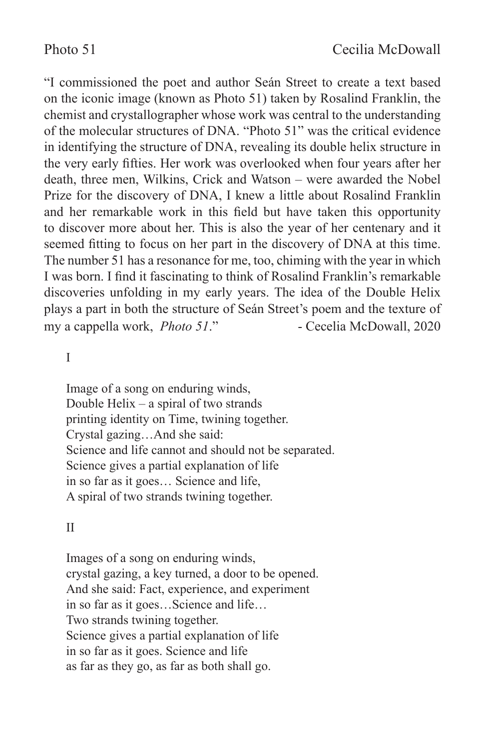Photo 51 — Cecilia McDowall

"I commissioned the poet and author Seán Street to create a text based on the iconic image (known as Photo 51) taken by Rosalind Franklin, the chemist and crystallographer whose work was central to the understanding of the molecular structures of DNA. "Photo 51" was the critical evidence in identifying the structure of DNA, revealing its double helix structure in the very early fifties. Her work was overlooked when four years after her death, three men, Wilkins, Crick and Watson – were awarded the Nobel Prize for the discovery of DNA, I knew a little about Rosalind Franklin and her remarkable work in this field but have taken this opportunity to discover more about her. This is also the year of her centenary and it seemed fitting to focus on her part in the discovery of DNA at this time. The number 51 has a resonance for me, too, chiming with the year in which I was born. I find it fascinating to think of Rosalind Franklin's remarkable discoveries unfolding in my early years. The idea of the Double Helix plays a part in both the structure of Seán Street's poem and the texture of my a cappella work, *Photo 51*." - Cecilia McDowall, 2020

I

Image of a song on enduring winds,  
Double Helix – a spiral of two strands  
printing identity on Time, twining together.  
Crystal gazing…And she said:  
Science and life cannot and should not be separated.  
Science gives a partial explanation of life  
in so far as it goes… Science and life,  
A spiral of two strands twining together.

II

Images of a song on enduring winds,  
crystal gazing, a key turned, a door to be opened.  
And she said: Fact, experience, and experiment  
in so far as it goes…Science and life…  
Two strands twining together.  
Science gives a partial explanation of life  
in so far as it goes. Science and life  
as far as they go, as far as both shall go.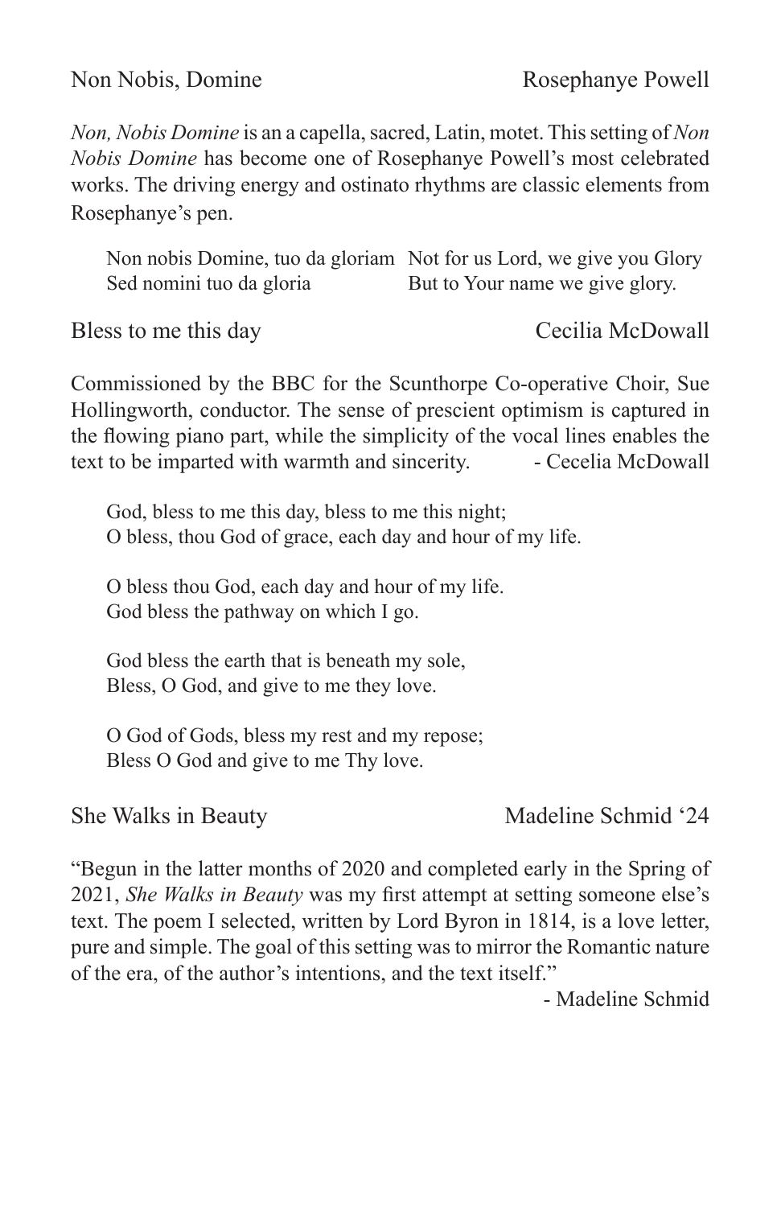Non Nobis, Domine — Rosephanye Powell

*Non, Nobis Domine* is an a capella, sacred, Latin, motet. This setting of *Non Nobis Domine* has become one of Rosephanye Powell's most celebrated works. The driving energy and ostinato rhythms are classic elements from Rosephanye's pen.

| | |
|---|---|
| Non nobis Domine, tuo da gloriam | Not for us Lord, we give you Glory |
| Sed nomini tuo da gloria | But to Your name we give glory. |

Bless to me this day — Cecilia McDowall

Commissioned by the BBC for the Scunthorpe Co-operative Choir, Sue Hollingworth, conductor. The sense of prescient optimism is captured in the flowing piano part, while the simplicity of the vocal lines enables the text to be imparted with warmth and sincerity. - Cecelia McDowall

God, bless to me this day, bless to me this night;
O bless, thou God of grace, each day and hour of my life.

O bless thou God, each day and hour of my life.
God bless the pathway on which I go.

God bless the earth that is beneath my sole,
Bless, O God, and give to me they love.

O God of Gods, bless my rest and my repose;
Bless O God and give to me Thy love.

She Walks in Beauty — Madeline Schmid '24

"Begun in the latter months of 2020 and completed early in the Spring of 2021, *She Walks in Beauty* was my first attempt at setting someone else's text. The poem I selected, written by Lord Byron in 1814, is a love letter, pure and simple. The goal of this setting was to mirror the Romantic nature of the era, of the author's intentions, and the text itself."

- Madeline Schmid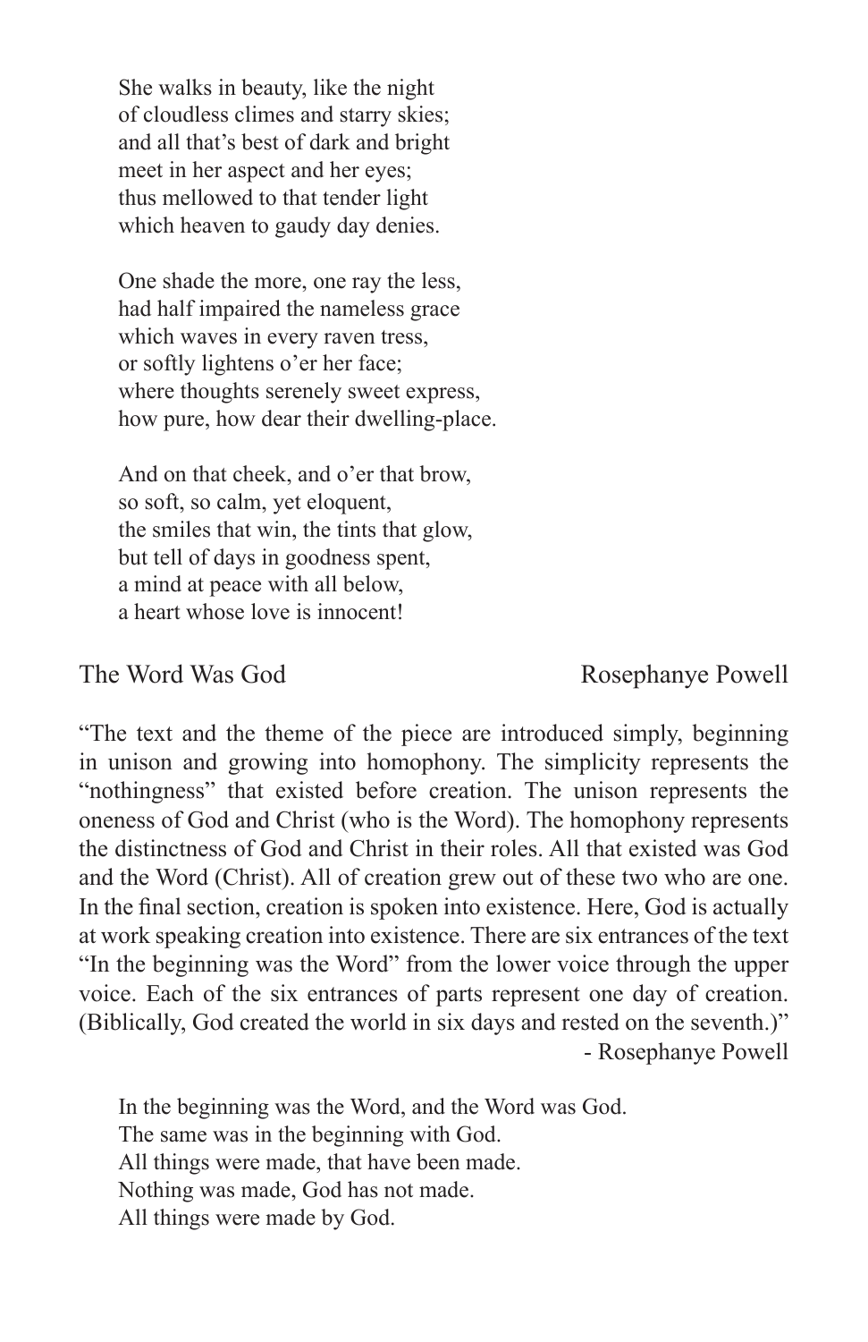She walks in beauty, like the night  
of cloudless climes and starry skies;  
and all that's best of dark and bright  
meet in her aspect and her eyes;  
thus mellowed to that tender light  
which heaven to gaudy day denies.

One shade the more, one ray the less,  
had half impaired the nameless grace  
which waves in every raven tress,  
or softly lightens o'er her face;  
where thoughts serenely sweet express,  
how pure, how dear their dwelling-place.

And on that cheek, and o'er that brow,  
so soft, so calm, yet eloquent,  
the smiles that win, the tints that glow,  
but tell of days in goodness spent,  
a mind at peace with all below,  
a heart whose love is innocent!

## The Word Was God — Rosephanye Powell

"The text and the theme of the piece are introduced simply, beginning in unison and growing into homophony. The simplicity represents the "nothingness" that existed before creation. The unison represents the oneness of God and Christ (who is the Word). The homophony represents the distinctness of God and Christ in their roles. All that existed was God and the Word (Christ). All of creation grew out of these two who are one. In the final section, creation is spoken into existence. Here, God is actually at work speaking creation into existence. There are six entrances of the text "In the beginning was the Word" from the lower voice through the upper voice. Each of the six entrances of parts represent one day of creation. (Biblically, God created the world in six days and rested on the seventh.)"

- Rosephanye Powell

In the beginning was the Word, and the Word was God.  
The same was in the beginning with God.  
All things were made, that have been made.  
Nothing was made, God has not made.  
All things were made by God.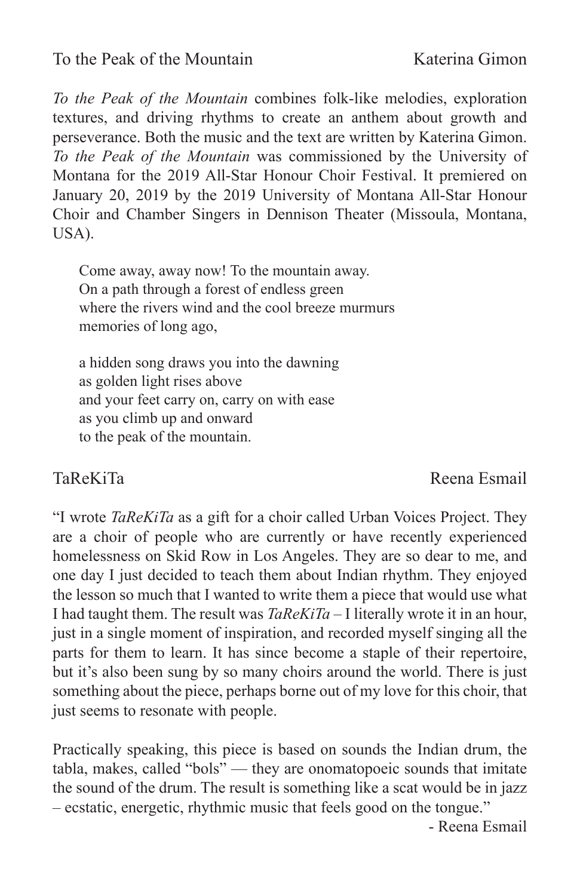## To the Peak of the Mountain — Katerina Gimon

*To the Peak of the Mountain* combines folk-like melodies, exploration textures, and driving rhythms to create an anthem about growth and perseverance. Both the music and the text are written by Katerina Gimon. *To the Peak of the Mountain* was commissioned by the University of Montana for the 2019 All-Star Honour Choir Festival. It premiered on January 20, 2019 by the 2019 University of Montana All-Star Honour Choir and Chamber Singers in Dennison Theater (Missoula, Montana, USA).

> Come away, away now! To the mountain away.
> On a path through a forest of endless green
> where the rivers wind and the cool breeze murmurs
> memories of long ago,
>
> a hidden song draws you into the dawning
> as golden light rises above
> and your feet carry on, carry on with ease
> as you climb up and onward
> to the peak of the mountain.

## TaReKiTa — Reena Esmail

"I wrote *TaReKiTa* as a gift for a choir called Urban Voices Project. They are a choir of people who are currently or have recently experienced homelessness on Skid Row in Los Angeles. They are so dear to me, and one day I just decided to teach them about Indian rhythm. They enjoyed the lesson so much that I wanted to write them a piece that would use what I had taught them. The result was *TaReKiTa* – I literally wrote it in an hour, just in a single moment of inspiration, and recorded myself singing all the parts for them to learn. It has since become a staple of their repertoire, but it's also been sung by so many choirs around the world. There is just something about the piece, perhaps borne out of my love for this choir, that just seems to resonate with people.

Practically speaking, this piece is based on sounds the Indian drum, the tabla, makes, called "bols" — they are onomatopoeic sounds that imitate the sound of the drum. The result is something like a scat would be in jazz – ecstatic, energetic, rhythmic music that feels good on the tongue."

- Reena Esmail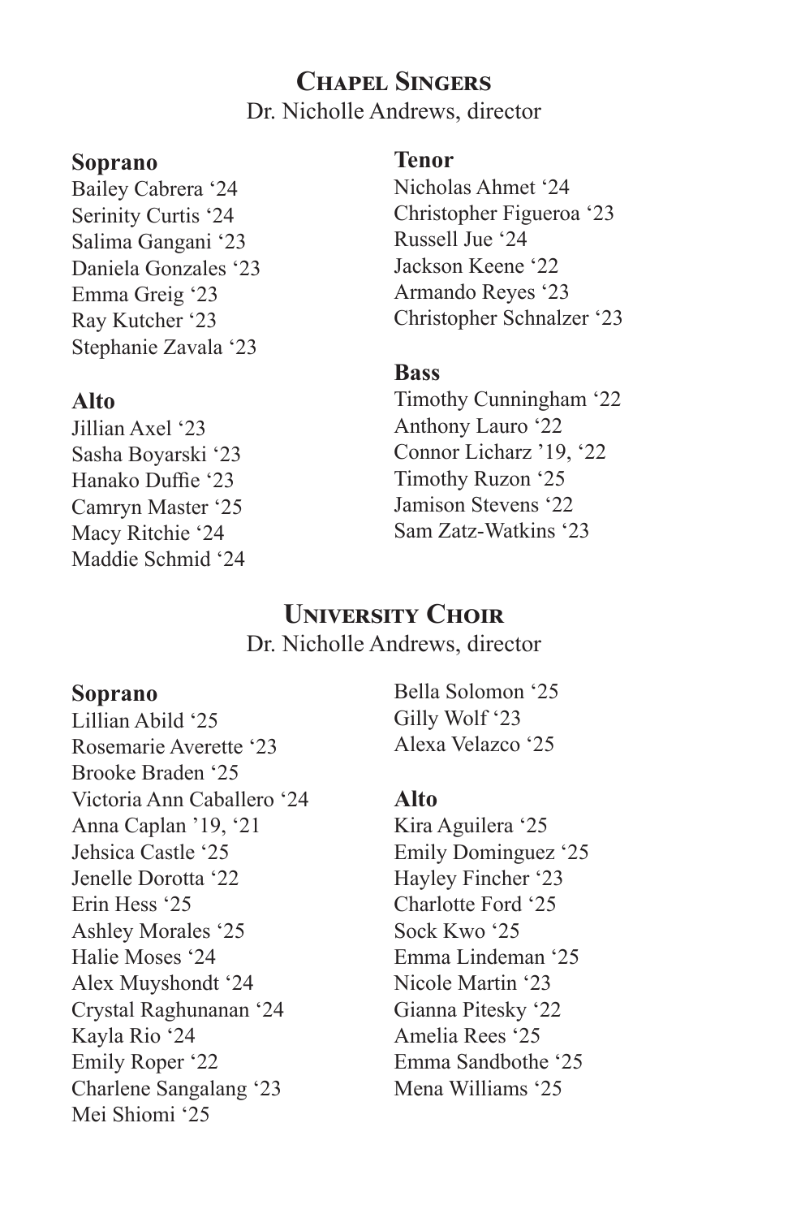## Chapel Singers

Dr. Nicholle Andrews, director

**Soprano**

Bailey Cabrera '24
Serinity Curtis '24
Salima Gangani '23
Daniela Gonzales '23
Emma Greig '23
Ray Kutcher '23
Stephanie Zavala '23

**Alto**

Jillian Axel '23
Sasha Boyarski '23
Hanako Duffie '23
Camryn Master '25
Macy Ritchie '24
Maddie Schmid '24

**Tenor**

Nicholas Ahmet '24
Christopher Figueroa '23
Russell Jue '24
Jackson Keene '22
Armando Reyes '23
Christopher Schnalzer '23

**Bass**

Timothy Cunningham '22
Anthony Lauro '22
Connor Licharz '19, '22
Timothy Ruzon '25
Jamison Stevens '22
Sam Zatz-Watkins '23

## University Choir

Dr. Nicholle Andrews, director

**Soprano**

Lillian Abild '25
Rosemarie Averette '23
Brooke Braden '25
Victoria Ann Caballero '24
Anna Caplan '19, '21
Jehsica Castle '25
Jenelle Dorotta '22
Erin Hess '25
Ashley Morales '25
Halie Moses '24
Alex Muyshondt '24
Crystal Raghunanan '24
Kayla Rio '24
Emily Roper '22
Charlene Sangalang '23
Mei Shiomi '25
Bella Solomon '25
Gilly Wolf '23
Alexa Velazco '25

**Alto**

Kira Aguilera '25
Emily Dominguez '25
Hayley Fincher '23
Charlotte Ford '25
Sock Kwo '25
Emma Lindeman '25
Nicole Martin '23
Gianna Pitesky '22
Amelia Rees '25
Emma Sandbothe '25
Mena Williams '25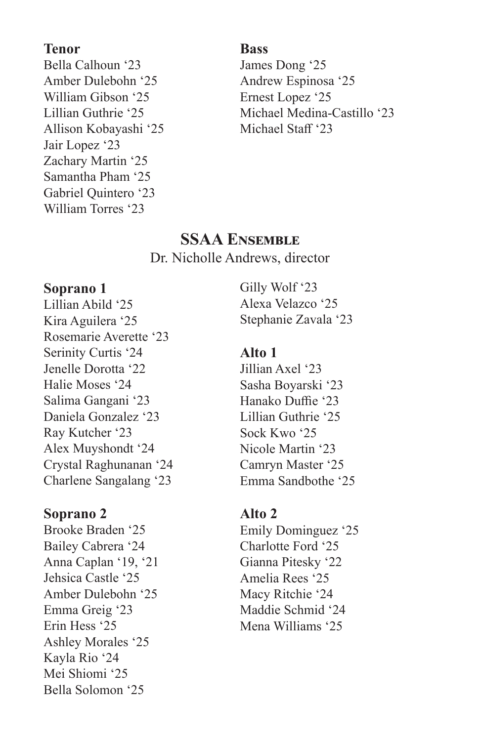**Tenor**
Bella Calhoun '23
Amber Dulebohn '25
William Gibson '25
Lillian Guthrie '25
Allison Kobayashi '25
Jair Lopez '23
Zachary Martin '25
Samantha Pham '25
Gabriel Quintero '23
William Torres '23

**Bass**
James Dong '25
Andrew Espinosa '25
Ernest Lopez '25
Michael Medina-Castillo '23
Michael Staff '23

## SSAA Ensemble

Dr. Nicholle Andrews, director

**Soprano 1**
Lillian Abild '25
Kira Aguilera '25
Rosemarie Averette '23
Serinity Curtis '24
Jenelle Dorotta '22
Halie Moses '24
Salima Gangani '23
Daniela Gonzalez '23
Ray Kutcher '23
Alex Muyshondt '24
Crystal Raghunanan '24
Charlene Sangalang '23

**Soprano 2**
Brooke Braden '25
Bailey Cabrera '24
Anna Caplan '19, '21
Jehsica Castle '25
Amber Dulebohn '25
Emma Greig '23
Erin Hess '25
Ashley Morales '25
Kayla Rio '24
Mei Shiomi '25
Bella Solomon '25
Gilly Wolf '23
Alexa Velazco '25
Stephanie Zavala '23

**Alto 1**
Jillian Axel '23
Sasha Boyarski '23
Hanako Duffie '23
Lillian Guthrie '25
Sock Kwo '25
Nicole Martin '23
Camryn Master '25
Emma Sandbothe '25

**Alto 2**
Emily Dominguez '25
Charlotte Ford '25
Gianna Pitesky '22
Amelia Rees '25
Macy Ritchie '24
Maddie Schmid '24
Mena Williams '25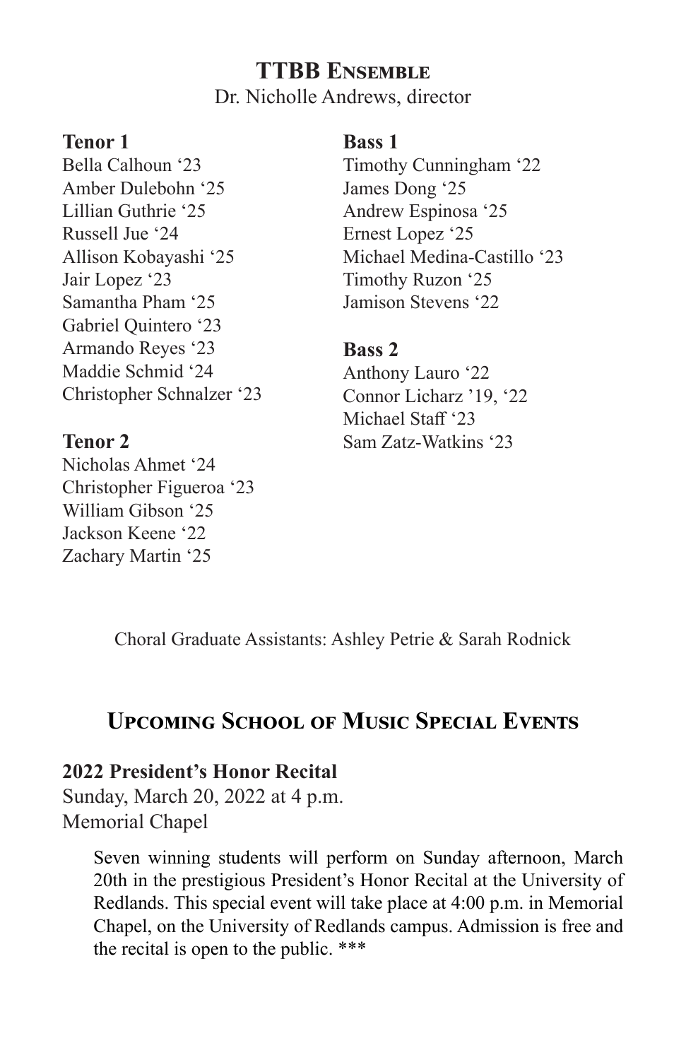## TTBB Ensemble

Dr. Nicholle Andrews, director

**Tenor 1**
Bella Calhoun ‘23
Amber Dulebohn ‘25
Lillian Guthrie ‘25
Russell Jue ‘24
Allison Kobayashi ‘25
Jair Lopez ‘23
Samantha Pham ‘25
Gabriel Quintero ‘23
Armando Reyes ‘23
Maddie Schmid ‘24
Christopher Schnalzer ‘23

**Tenor 2**
Nicholas Ahmet ‘24
Christopher Figueroa ‘23
William Gibson ‘25
Jackson Keene ‘22
Zachary Martin ‘25

**Bass 1**
Timothy Cunningham ‘22
James Dong ‘25
Andrew Espinosa ‘25
Ernest Lopez ‘25
Michael Medina-Castillo ‘23
Timothy Ruzon ‘25
Jamison Stevens ‘22

**Bass 2**
Anthony Lauro ‘22
Connor Licharz ’19, ‘22
Michael Staff ‘23
Sam Zatz-Watkins ‘23

Choral Graduate Assistants: Ashley Petrie & Sarah Rodnick

## Upcoming School of Music Special Events

**2022 President’s Honor Recital**
Sunday, March 20, 2022 at 4 p.m.
Memorial Chapel

Seven winning students will perform on Sunday afternoon, March 20th in the prestigious President’s Honor Recital at the University of Redlands. This special event will take place at 4:00 p.m. in Memorial Chapel, on the University of Redlands campus. Admission is free and the recital is open to the public. ***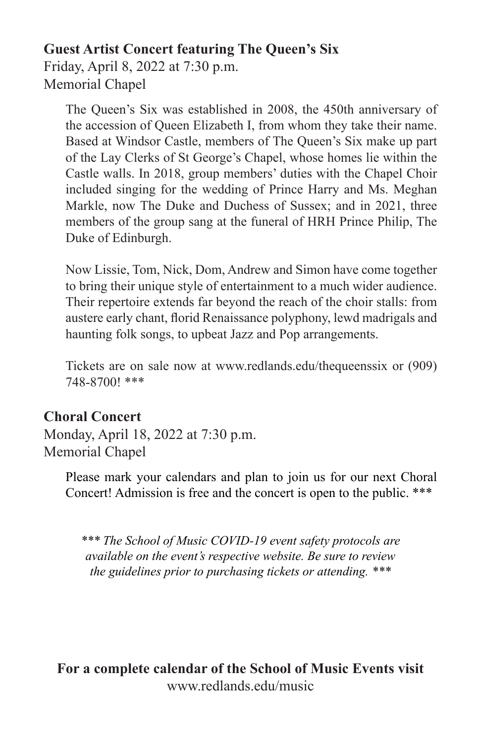**Guest Artist Concert featuring The Queen's Six**
Friday, April 8, 2022 at 7:30 p.m.
Memorial Chapel

The Queen's Six was established in 2008, the 450th anniversary of the accession of Queen Elizabeth I, from whom they take their name. Based at Windsor Castle, members of The Queen's Six make up part of the Lay Clerks of St George's Chapel, whose homes lie within the Castle walls. In 2018, group members' duties with the Chapel Choir included singing for the wedding of Prince Harry and Ms. Meghan Markle, now The Duke and Duchess of Sussex; and in 2021, three members of the group sang at the funeral of HRH Prince Philip, The Duke of Edinburgh.

Now Lissie, Tom, Nick, Dom, Andrew and Simon have come together to bring their unique style of entertainment to a much wider audience. Their repertoire extends far beyond the reach of the choir stalls: from austere early chant, florid Renaissance polyphony, lewd madrigals and haunting folk songs, to upbeat Jazz and Pop arrangements.

Tickets are on sale now at www.redlands.edu/thequeenssix or (909) 748-8700! ***

**Choral Concert**
Monday, April 18, 2022 at 7:30 p.m.
Memorial Chapel

Please mark your calendars and plan to join us for our next Choral Concert! Admission is free and the concert is open to the public. ***

*\*\*\* The School of Music COVID-19 event safety protocols are available on the event's respective website. Be sure to review the guidelines prior to purchasing tickets or attending. \*\*\**

**For a complete calendar of the School of Music Events visit**
www.redlands.edu/music